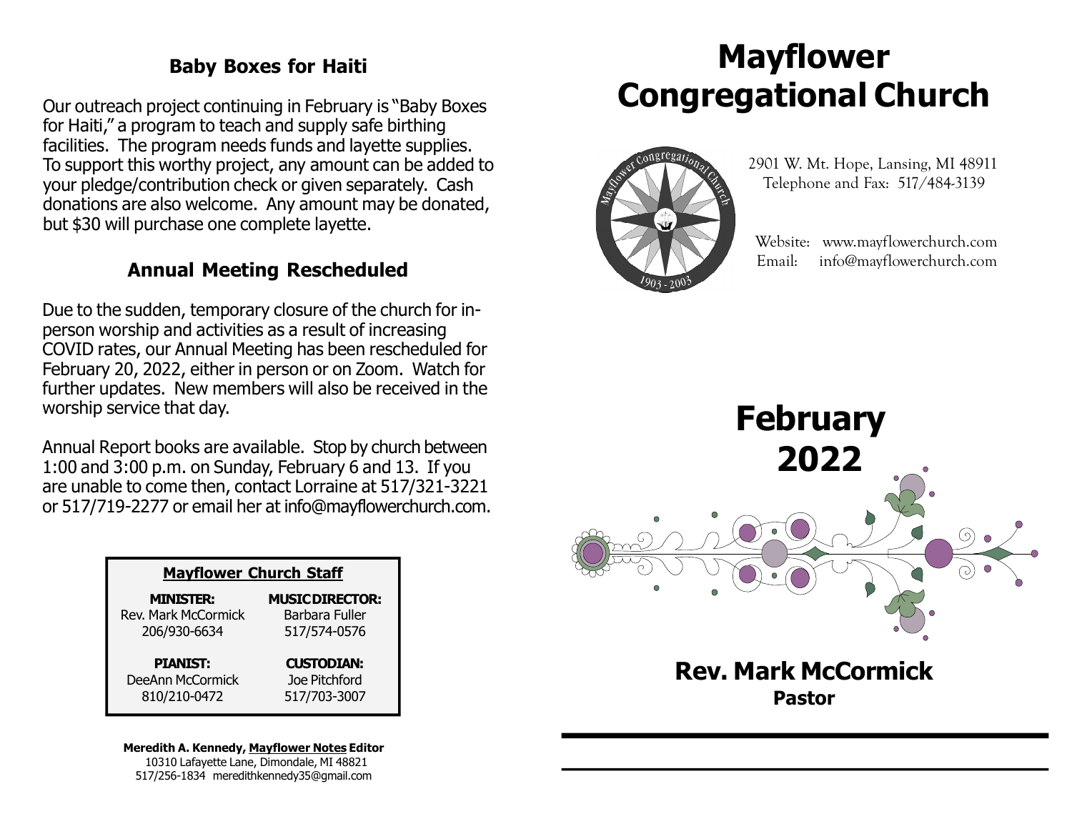## Baby Boxes for Haiti

Our outreach project continuing in February is "Baby Boxes for Haiti," a program to teach and supply safe birthing facilities. The program needs funds and layette supplies. To support this worthy project, any amount can be added to your pledge/contribution check or given separately. Cash donations are also welcome. Any amount may be donated, but $30 will purchase one complete layette.

## Annual Meeting Rescheduled

Due to the sudden, temporary closure of the church for in-person worship and activities as a result of increasing COVID rates, our Annual Meeting has been rescheduled for February 20, 2022, either in person or on Zoom. Watch for further updates. New members will also be received in the worship service that day.

Annual Report books are available. Stop by church between 1:00 and 3:00 p.m. on Sunday, February 6 and 13. If you are unable to come then, contact Lorraine at 517/321-3221 or 517/719-2277 or email her at info@mayflowerchurch.com.

**Mayflower Church Staff**

| **MINISTER:** | **MUSIC DIRECTOR:** |
|---|---|
| Rev. Mark McCormick | Barbara Fuller |
| 206/930-6634 | 517/574-0576 |
| **PIANIST:** | **CUSTODIAN:** |
| DeeAnn McCormick | Joe Pitchford |
| 810/210-0472 | 517/703-3007 |

**Meredith A. Kennedy, Mayflower Notes Editor**
10310 Lafayette Lane, Dimondale, MI 48821
517/256-1834 meredithkennedy35@gmail.com

# Mayflower Congregational Church

Mayflower Congregational Church 1903 - 2003

2901 W. Mt. Hope, Lansing, MI 48911
Telephone and Fax: 517/484-3139

Website: www.mayflowerchurch.com
Email: info@mayflowerchurch.com

# February 2022

## Rev. Mark McCormick

**Pastor**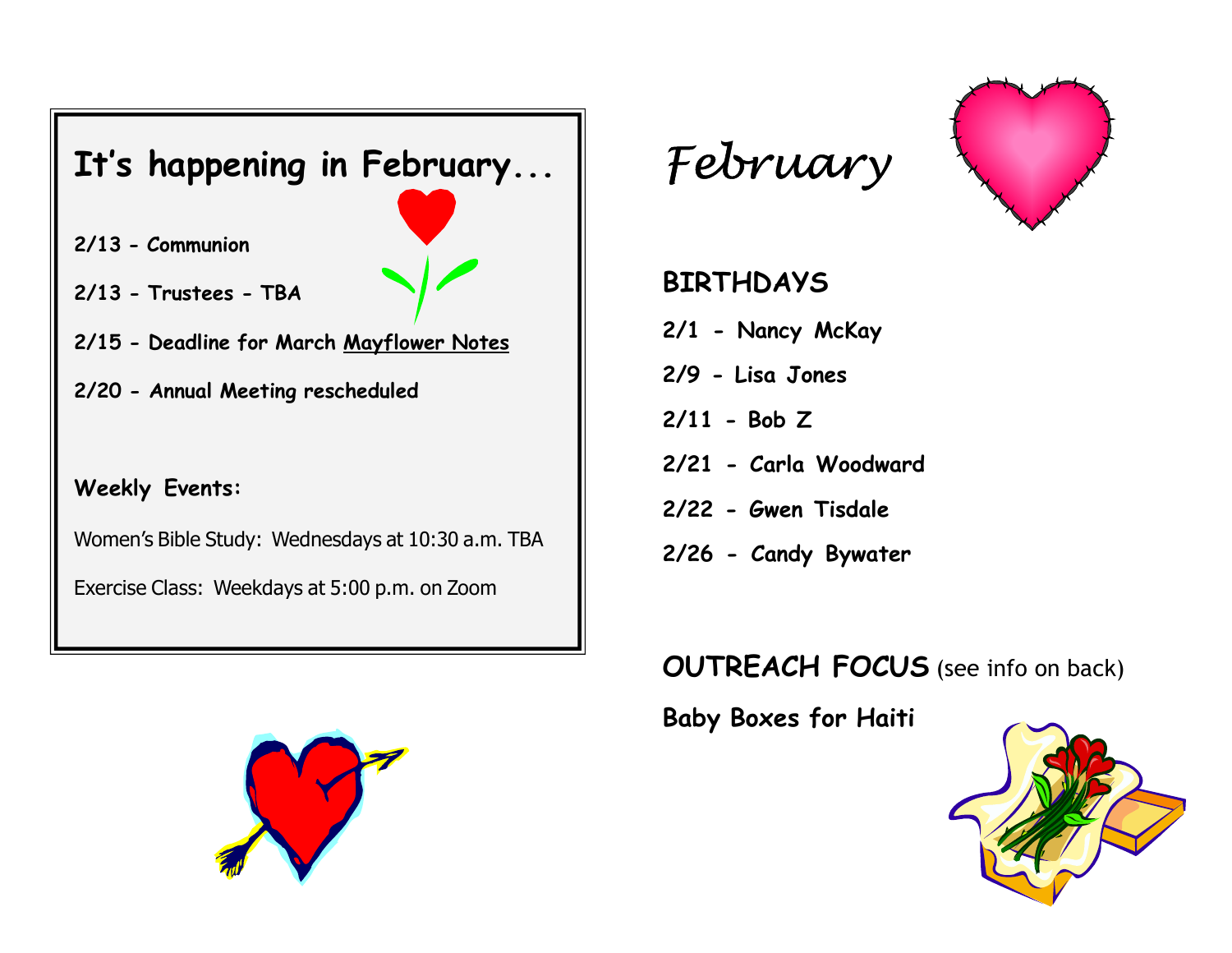## It's happening in February...

**2/13 - Communion**

**2/13 - Trustees - TBA**

**2/15 - Deadline for March Mayflower Notes**

**2/20 - Annual Meeting rescheduled**

**Weekly Events:**

Women's Bible Study: Wednesdays at 10:30 a.m. TBA

Exercise Class: Weekdays at 5:00 p.m. on Zoom

# *February*

## BIRTHDAYS

**2/1 - Nancy McKay**

**2/9 - Lisa Jones**

**2/11 - Bob Z**

**2/21 - Carla Woodward**

**2/22 - Gwen Tisdale**

**2/26 - Candy Bywater**

**OUTREACH FOCUS** (see info on back)

**Baby Boxes for Haiti**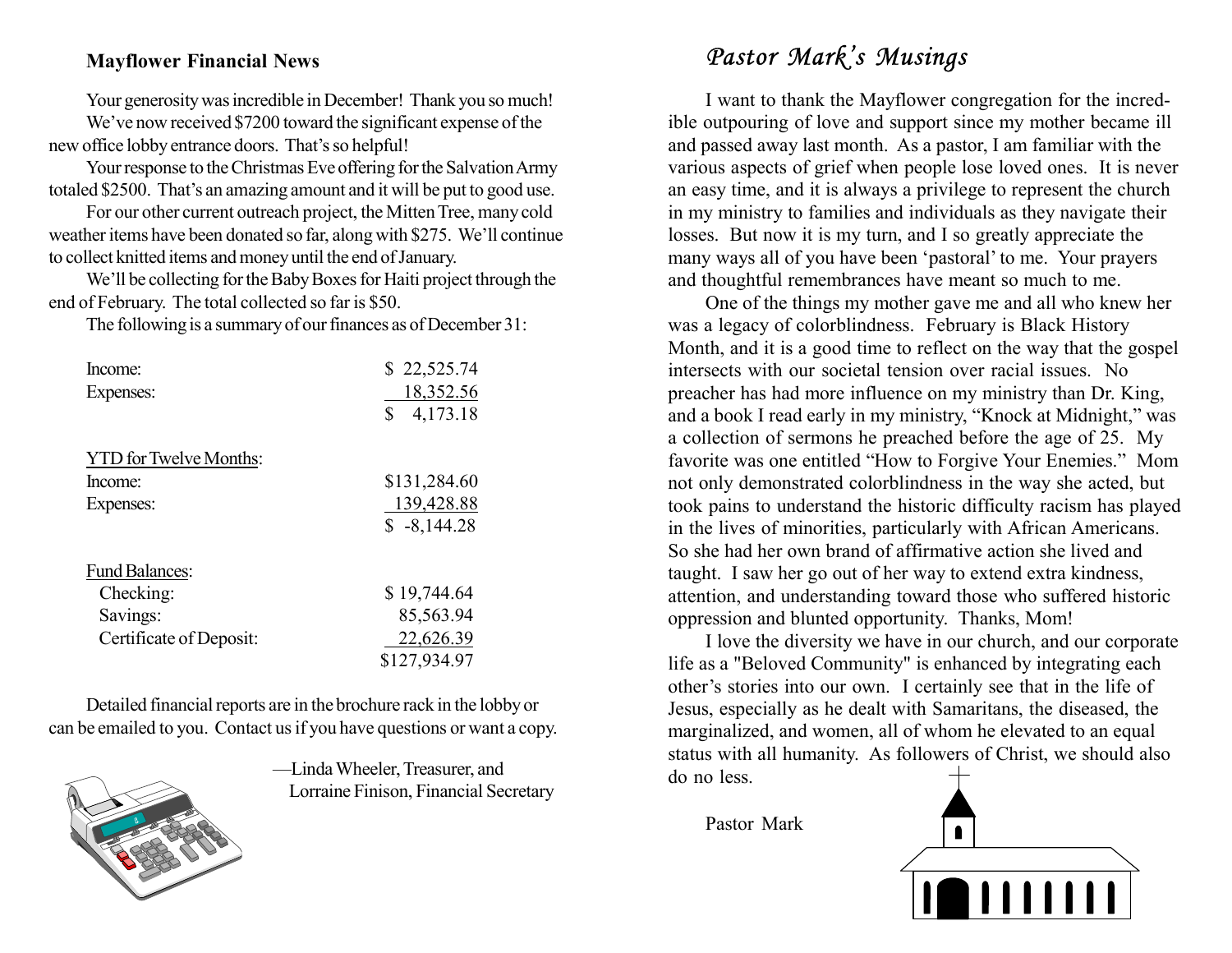## Mayflower Financial News

Your generosity was incredible in December! Thank you so much!

We've now received $7200 toward the significant expense of the new office lobby entrance doors. That's so helpful!

Your response to the Christmas Eve offering for the Salvation Army totaled $2500. That's an amazing amount and it will be put to good use.

For our other current outreach project, the Mitten Tree, many cold weather items have been donated so far, along with $275. We'll continue to collect knitted items and money until the end of January.

We'll be collecting for the Baby Boxes for Haiti project through the end of February. The total collected so far is $50.

The following is a summary of our finances as of December 31:

| | |
|---|---|
| Income: | $ 22,525.74 |
| Expenses: | 18,352.56 |
| | $ 4,173.18 |
| **YTD for Twelve Months:** | |
| Income: | $131,284.60 |
| Expenses: | 139,428.88 |
| | $ -8,144.28 |
| **Fund Balances:** | |
| Checking: | $ 19,744.64 |
| Savings: | 85,563.94 |
| Certificate of Deposit: | 22,626.39 |
| | $127,934.97 |

Detailed financial reports are in the brochure rack in the lobby or can be emailed to you. Contact us if you have questions or want a copy.

—Linda Wheeler, Treasurer, and
Lorraine Finison, Financial Secretary

## *Pastor Mark's Musings*

I want to thank the Mayflower congregation for the incredible outpouring of love and support since my mother became ill and passed away last month. As a pastor, I am familiar with the various aspects of grief when people lose loved ones. It is never an easy time, and it is always a privilege to represent the church in my ministry to families and individuals as they navigate their losses. But now it is my turn, and I so greatly appreciate the many ways all of you have been 'pastoral' to me. Your prayers and thoughtful remembrances have meant so much to me.

One of the things my mother gave me and all who knew her was a legacy of colorblindness. February is Black History Month, and it is a good time to reflect on the way that the gospel intersects with our societal tension over racial issues. No preacher has had more influence on my ministry than Dr. King, and a book I read early in my ministry, "Knock at Midnight," was a collection of sermons he preached before the age of 25. My favorite was one entitled "How to Forgive Your Enemies." Mom not only demonstrated colorblindness in the way she acted, but took pains to understand the historic difficulty racism has played in the lives of minorities, particularly with African Americans. So she had her own brand of affirmative action she lived and taught. I saw her go out of her way to extend extra kindness, attention, and understanding toward those who suffered historic oppression and blunted opportunity. Thanks, Mom!

I love the diversity we have in our church, and our corporate life as a "Beloved Community" is enhanced by integrating each other's stories into our own. I certainly see that in the life of Jesus, especially as he dealt with Samaritans, the diseased, the marginalized, and women, all of whom he elevated to an equal status with all humanity. As followers of Christ, we should also do no less.

Pastor Mark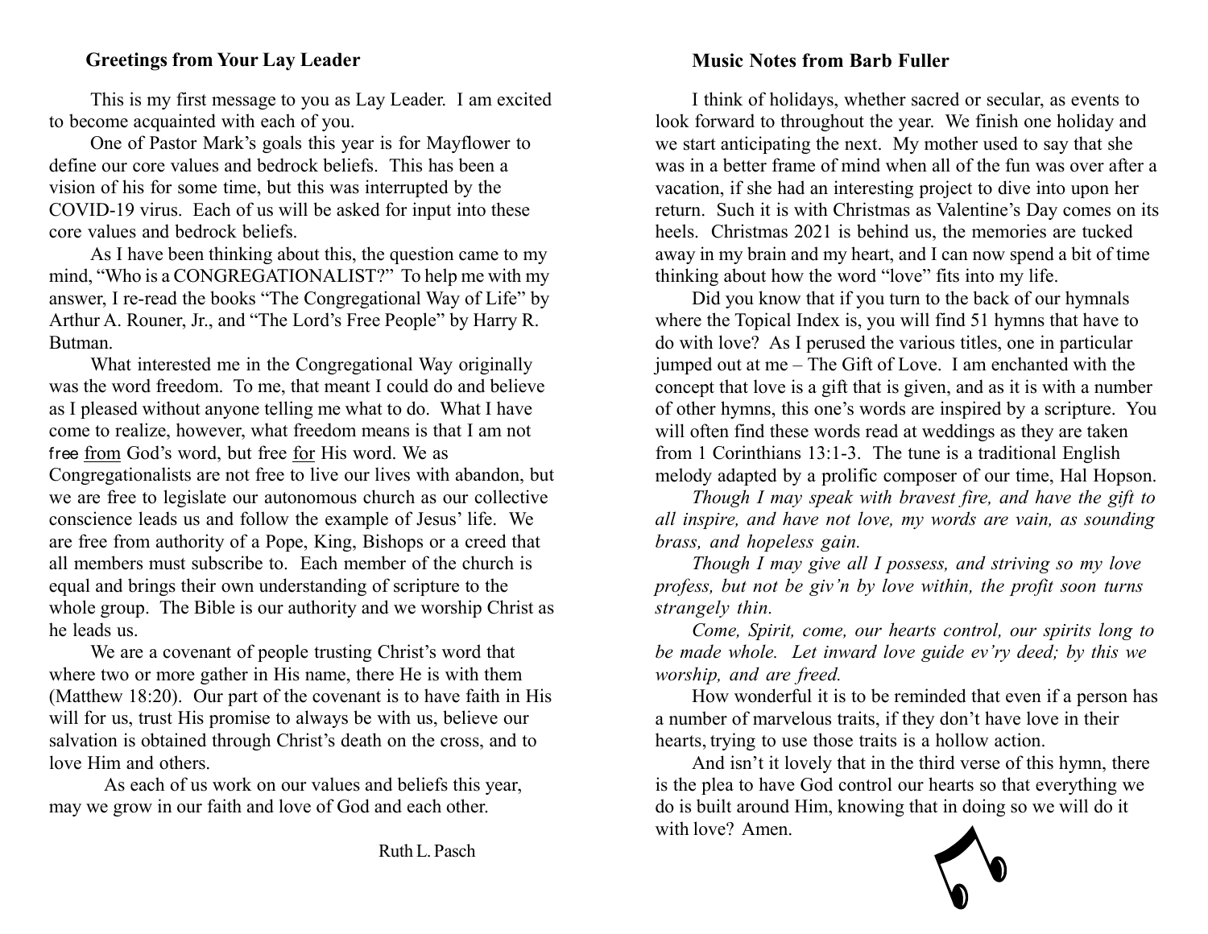## Greetings from Your Lay Leader

This is my first message to you as Lay Leader. I am excited to become acquainted with each of you.

One of Pastor Mark's goals this year is for Mayflower to define our core values and bedrock beliefs. This has been a vision of his for some time, but this was interrupted by the COVID-19 virus. Each of us will be asked for input into these core values and bedrock beliefs.

As I have been thinking about this, the question came to my mind, "Who is a CONGREGATIONALIST?" To help me with my answer, I re-read the books "The Congregational Way of Life" by Arthur A. Rouner, Jr., and "The Lord's Free People" by Harry R. Butman.

What interested me in the Congregational Way originally was the word freedom. To me, that meant I could do and believe as I pleased without anyone telling me what to do. What I have come to realize, however, what freedom means is that I am not free <u>from</u> God's word, but free <u>for</u> His word. We as Congregationalists are not free to live our lives with abandon, but we are free to legislate our autonomous church as our collective conscience leads us and follow the example of Jesus' life. We are free from authority of a Pope, King, Bishops or a creed that all members must subscribe to. Each member of the church is equal and brings their own understanding of scripture to the whole group. The Bible is our authority and we worship Christ as he leads us.

We are a covenant of people trusting Christ's word that where two or more gather in His name, there He is with them (Matthew 18:20). Our part of the covenant is to have faith in His will for us, trust His promise to always be with us, believe our salvation is obtained through Christ's death on the cross, and to love Him and others.

As each of us work on our values and beliefs this year, may we grow in our faith and love of God and each other.

Ruth L. Pasch

## Music Notes from Barb Fuller

I think of holidays, whether sacred or secular, as events to look forward to throughout the year. We finish one holiday and we start anticipating the next. My mother used to say that she was in a better frame of mind when all of the fun was over after a vacation, if she had an interesting project to dive into upon her return. Such it is with Christmas as Valentine's Day comes on its heels. Christmas 2021 is behind us, the memories are tucked away in my brain and my heart, and I can now spend a bit of time thinking about how the word "love" fits into my life.

Did you know that if you turn to the back of our hymnals where the Topical Index is, you will find 51 hymns that have to do with love? As I perused the various titles, one in particular jumped out at me – The Gift of Love. I am enchanted with the concept that love is a gift that is given, and as it is with a number of other hymns, this one's words are inspired by a scripture. You will often find these words read at weddings as they are taken from 1 Corinthians 13:1-3. The tune is a traditional English melody adapted by a prolific composer of our time, Hal Hopson.

*Though I may speak with bravest fire, and have the gift to all inspire, and have not love, my words are vain, as sounding brass, and hopeless gain.*

*Though I may give all I possess, and striving so my love profess, but not be giv'n by love within, the profit soon turns strangely thin.*

*Come, Spirit, come, our hearts control, our spirits long to be made whole. Let inward love guide ev'ry deed; by this we worship, and are freed.*

How wonderful it is to be reminded that even if a person has a number of marvelous traits, if they don't have love in their hearts, trying to use those traits is a hollow action.

And isn't it lovely that in the third verse of this hymn, there is the plea to have God control our hearts so that everything we do is built around Him, knowing that in doing so we will do it with love? Amen.